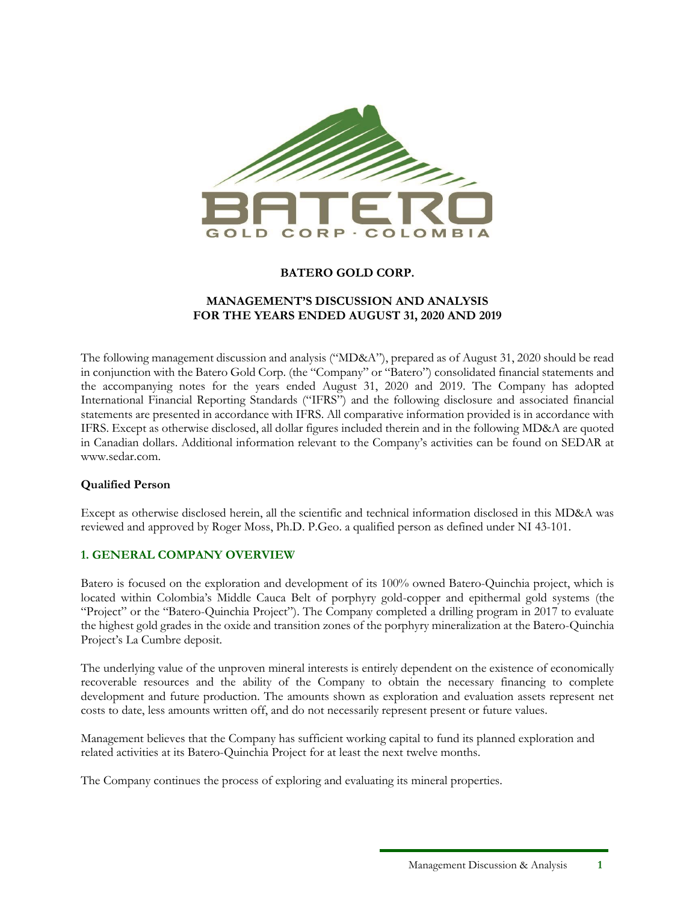# BATERO GOLD CORP.

## MANAGEMENT'S DISCUSSION AND ANALYSIS FOR THE YEARS ENDED AUGUST 31, 2020 AND 2019

The following management discussion and analysis ("MD&A"), prepared as of August 31, 2020 should be read in conjunction with the Batero Gold Corp. (the "Company" or "Batero") consolidated financial statements and the accompanying notes for the years ended August 31, 2020 and 2019. The Company has adopted International Financial Reporting Standards ("IFRS") and the following disclosure and associated financial statements are presented in accordance with IFRS. All comparative information provided is in accordance with IFRS. Except as otherwise disclosed, all dollar figures included therein and in the following MD&A are quoted in Canadian dollars. Additional information relevant to the Company's activities can be found on SEDAR at www.sedar.com.

**Qualified Person**

Except as otherwise disclosed herein, all the scientific and technical information disclosed in this MD&A was reviewed and approved by Roger Moss, Ph.D. P.Geo. a qualified person as defined under NI 43-101.

## 1. GENERAL COMPANY OVERVIEW

Batero is focused on the exploration and development of its 100% owned Batero-Quinchia project, which is located within Colombia's Middle Cauca Belt of porphyry gold-copper and epithermal gold systems (the "Project" or the "Batero-Quinchia Project"). The Company completed a drilling program in 2017 to evaluate the highest gold grades in the oxide and transition zones of the porphyry mineralization at the Batero-Quinchia Project's La Cumbre deposit.

The underlying value of the unproven mineral interests is entirely dependent on the existence of economically recoverable resources and the ability of the Company to obtain the necessary financing to complete development and future production. The amounts shown as exploration and evaluation assets represent net costs to date, less amounts written off, and do not necessarily represent present or future values.

Management believes that the Company has sufficient working capital to fund its planned exploration and related activities at its Batero-Quinchia Project for at least the next twelve months.

The Company continues the process of exploring and evaluating its mineral properties.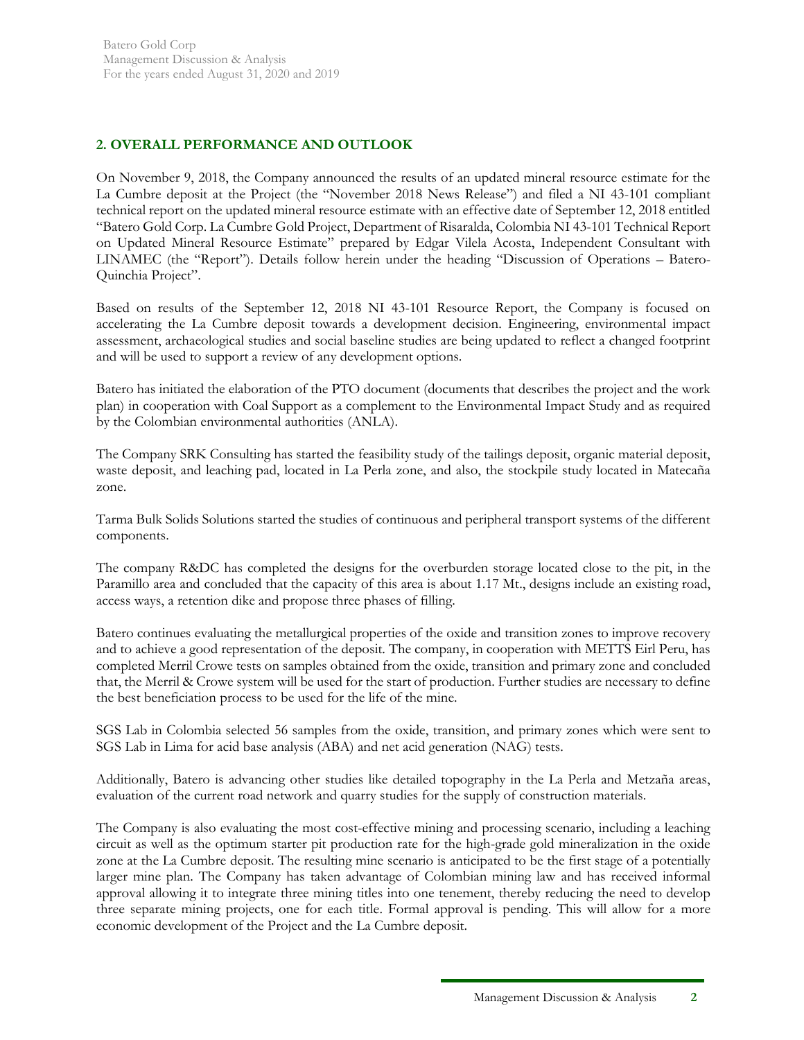## 2. OVERALL PERFORMANCE AND OUTLOOK

On November 9, 2018, the Company announced the results of an updated mineral resource estimate for the La Cumbre deposit at the Project (the "November 2018 News Release") and filed a NI 43-101 compliant technical report on the updated mineral resource estimate with an effective date of September 12, 2018 entitled "Batero Gold Corp. La Cumbre Gold Project, Department of Risaralda, Colombia NI 43-101 Technical Report on Updated Mineral Resource Estimate" prepared by Edgar Vilela Acosta, Independent Consultant with LINAMEC (the "Report"). Details follow herein under the heading "Discussion of Operations – Batero-Quinchia Project".

Based on results of the September 12, 2018 NI 43-101 Resource Report, the Company is focused on accelerating the La Cumbre deposit towards a development decision. Engineering, environmental impact assessment, archaeological studies and social baseline studies are being updated to reflect a changed footprint and will be used to support a review of any development options.

Batero has initiated the elaboration of the PTO document (documents that describes the project and the work plan) in cooperation with Coal Support as a complement to the Environmental Impact Study and as required by the Colombian environmental authorities (ANLA).

The Company SRK Consulting has started the feasibility study of the tailings deposit, organic material deposit, waste deposit, and leaching pad, located in La Perla zone, and also, the stockpile study located in Matecaña zone.

Tarma Bulk Solids Solutions started the studies of continuous and peripheral transport systems of the different components.

The company R&DC has completed the designs for the overburden storage located close to the pit, in the Paramillo area and concluded that the capacity of this area is about 1.17 Mt., designs include an existing road, access ways, a retention dike and propose three phases of filling.

Batero continues evaluating the metallurgical properties of the oxide and transition zones to improve recovery and to achieve a good representation of the deposit. The company, in cooperation with METTS Eirl Peru, has completed Merril Crowe tests on samples obtained from the oxide, transition and primary zone and concluded that, the Merril & Crowe system will be used for the start of production. Further studies are necessary to define the best beneficiation process to be used for the life of the mine.

SGS Lab in Colombia selected 56 samples from the oxide, transition, and primary zones which were sent to SGS Lab in Lima for acid base analysis (ABA) and net acid generation (NAG) tests.

Additionally, Batero is advancing other studies like detailed topography in the La Perla and Metzaña areas, evaluation of the current road network and quarry studies for the supply of construction materials.

The Company is also evaluating the most cost-effective mining and processing scenario, including a leaching circuit as well as the optimum starter pit production rate for the high-grade gold mineralization in the oxide zone at the La Cumbre deposit. The resulting mine scenario is anticipated to be the first stage of a potentially larger mine plan. The Company has taken advantage of Colombian mining law and has received informal approval allowing it to integrate three mining titles into one tenement, thereby reducing the need to develop three separate mining projects, one for each title. Formal approval is pending. This will allow for a more economic development of the Project and the La Cumbre deposit.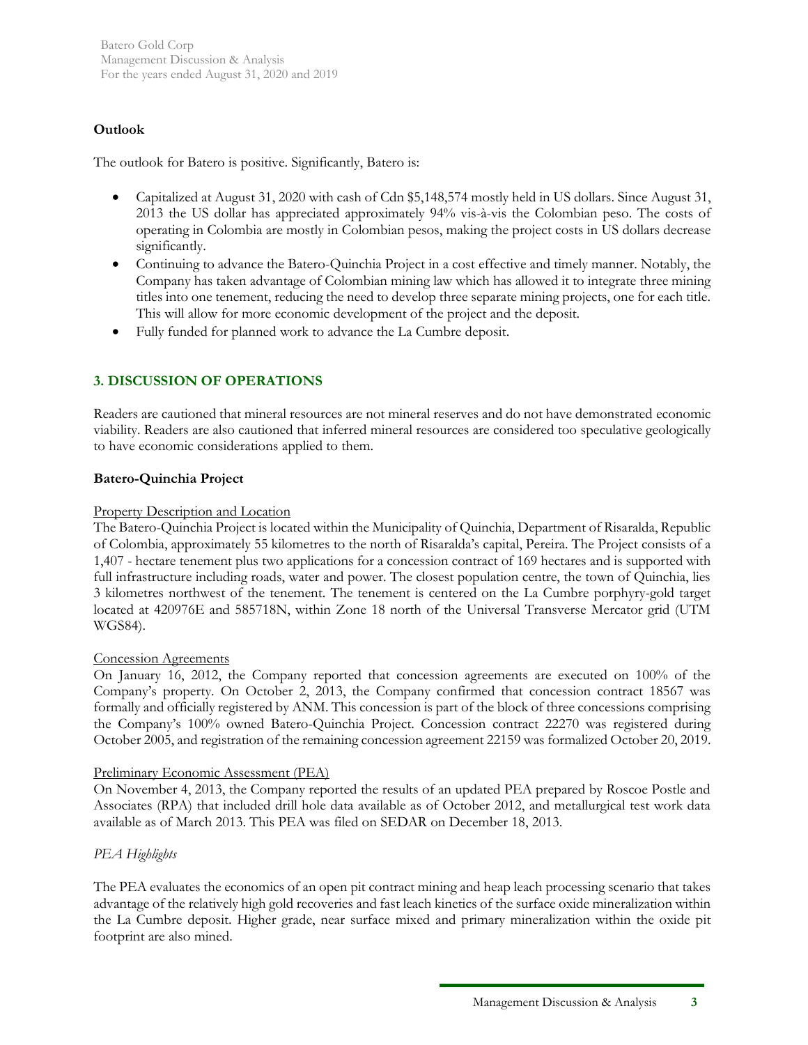### Outlook

The outlook for Batero is positive. Significantly, Batero is:

- Capitalized at August 31, 2020 with cash of Cdn $5,148,574 mostly held in US dollars. Since August 31, 2013 the US dollar has appreciated approximately 94% vis-à-vis the Colombian peso. The costs of operating in Colombia are mostly in Colombian pesos, making the project costs in US dollars decrease significantly.
- Continuing to advance the Batero-Quinchia Project in a cost effective and timely manner. Notably, the Company has taken advantage of Colombian mining law which has allowed it to integrate three mining titles into one tenement, reducing the need to develop three separate mining projects, one for each title. This will allow for more economic development of the project and the deposit.
- Fully funded for planned work to advance the La Cumbre deposit.

## 3. DISCUSSION OF OPERATIONS

Readers are cautioned that mineral resources are not mineral reserves and do not have demonstrated economic viability. Readers are also cautioned that inferred mineral resources are considered too speculative geologically to have economic considerations applied to them.

### Batero-Quinchia Project

Property Description and Location

The Batero-Quinchia Project is located within the Municipality of Quinchia, Department of Risaralda, Republic of Colombia, approximately 55 kilometres to the north of Risaralda's capital, Pereira. The Project consists of a 1,407 - hectare tenement plus two applications for a concession contract of 169 hectares and is supported with full infrastructure including roads, water and power. The closest population centre, the town of Quinchia, lies 3 kilometres northwest of the tenement. The tenement is centered on the La Cumbre porphyry-gold target located at 420976E and 585718N, within Zone 18 north of the Universal Transverse Mercator grid (UTM WGS84).

Concession Agreements

On January 16, 2012, the Company reported that concession agreements are executed on 100% of the Company's property. On October 2, 2013, the Company confirmed that concession contract 18567 was formally and officially registered by ANM. This concession is part of the block of three concessions comprising the Company's 100% owned Batero-Quinchia Project. Concession contract 22270 was registered during October 2005, and registration of the remaining concession agreement 22159 was formalized October 20, 2019.

Preliminary Economic Assessment (PEA)

On November 4, 2013, the Company reported the results of an updated PEA prepared by Roscoe Postle and Associates (RPA) that included drill hole data available as of October 2012, and metallurgical test work data available as of March 2013. This PEA was filed on SEDAR on December 18, 2013.

*PEA Highlights*

The PEA evaluates the economics of an open pit contract mining and heap leach processing scenario that takes advantage of the relatively high gold recoveries and fast leach kinetics of the surface oxide mineralization within the La Cumbre deposit. Higher grade, near surface mixed and primary mineralization within the oxide pit footprint are also mined.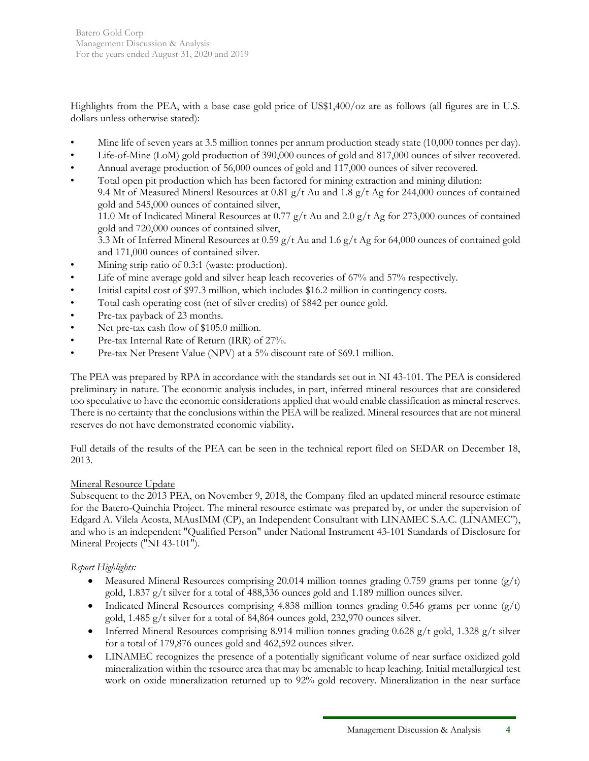Highlights from the PEA, with a base case gold price of US$1,400/oz are as follows (all figures are in U.S. dollars unless otherwise stated):

- Mine life of seven years at 3.5 million tonnes per annum production steady state (10,000 tonnes per day).
- Life-of-Mine (LoM) gold production of 390,000 ounces of gold and 817,000 ounces of silver recovered.
- Annual average production of 56,000 ounces of gold and 117,000 ounces of silver recovered.
- Total open pit production which has been factored for mining extraction and mining dilution:
  9.4 Mt of Measured Mineral Resources at 0.81 g/t Au and 1.8 g/t Ag for 244,000 ounces of contained gold and 545,000 ounces of contained silver,
  11.0 Mt of Indicated Mineral Resources at 0.77 g/t Au and 2.0 g/t Ag for 273,000 ounces of contained gold and 720,000 ounces of contained silver,
  3.3 Mt of Inferred Mineral Resources at 0.59 g/t Au and 1.6 g/t Ag for 64,000 ounces of contained gold and 171,000 ounces of contained silver.
- Mining strip ratio of 0.3:1 (waste: production).
- Life of mine average gold and silver heap leach recoveries of 67% and 57% respectively.
- Initial capital cost of $97.3 million, which includes $16.2 million in contingency costs.
- Total cash operating cost (net of silver credits) of $842 per ounce gold.
- Pre-tax payback of 23 months.
- Net pre-tax cash flow of $105.0 million.
- Pre-tax Internal Rate of Return (IRR) of 27%.
- Pre-tax Net Present Value (NPV) at a 5% discount rate of $69.1 million.

The PEA was prepared by RPA in accordance with the standards set out in NI 43-101. The PEA is considered preliminary in nature. The economic analysis includes, in part, inferred mineral resources that are considered too speculative to have the economic considerations applied that would enable classification as mineral reserves. There is no certainty that the conclusions within the PEA will be realized. Mineral resources that are not mineral reserves do not have demonstrated economic viability**.**

Full details of the results of the PEA can be seen in the technical report filed on SEDAR on December 18, 2013.

Mineral Resource Update

Subsequent to the 2013 PEA, on November 9, 2018, the Company filed an updated mineral resource estimate for the Batero-Quinchia Project. The mineral resource estimate was prepared by, or under the supervision of Edgard A. Vilela Acosta, MAusIMM (CP), an Independent Consultant with LINAMEC S.A.C. (LINAMEC"), and who is an independent "Qualified Person" under National Instrument 43-101 Standards of Disclosure for Mineral Projects ("NI 43-101").

*Report Highlights:*

- Measured Mineral Resources comprising 20.014 million tonnes grading 0.759 grams per tonne (g/t) gold, 1.837 g/t silver for a total of 488,336 ounces gold and 1.189 million ounces silver.
- Indicated Mineral Resources comprising 4.838 million tonnes grading 0.546 grams per tonne (g/t) gold, 1.485 g/t silver for a total of 84,864 ounces gold, 232,970 ounces silver.
- Inferred Mineral Resources comprising 8.914 million tonnes grading 0.628 g/t gold, 1.328 g/t silver for a total of 179,876 ounces gold and 462,592 ounces silver.
- LINAMEC recognizes the presence of a potentially significant volume of near surface oxidized gold mineralization within the resource area that may be amenable to heap leaching. Initial metallurgical test work on oxide mineralization returned up to 92% gold recovery. Mineralization in the near surface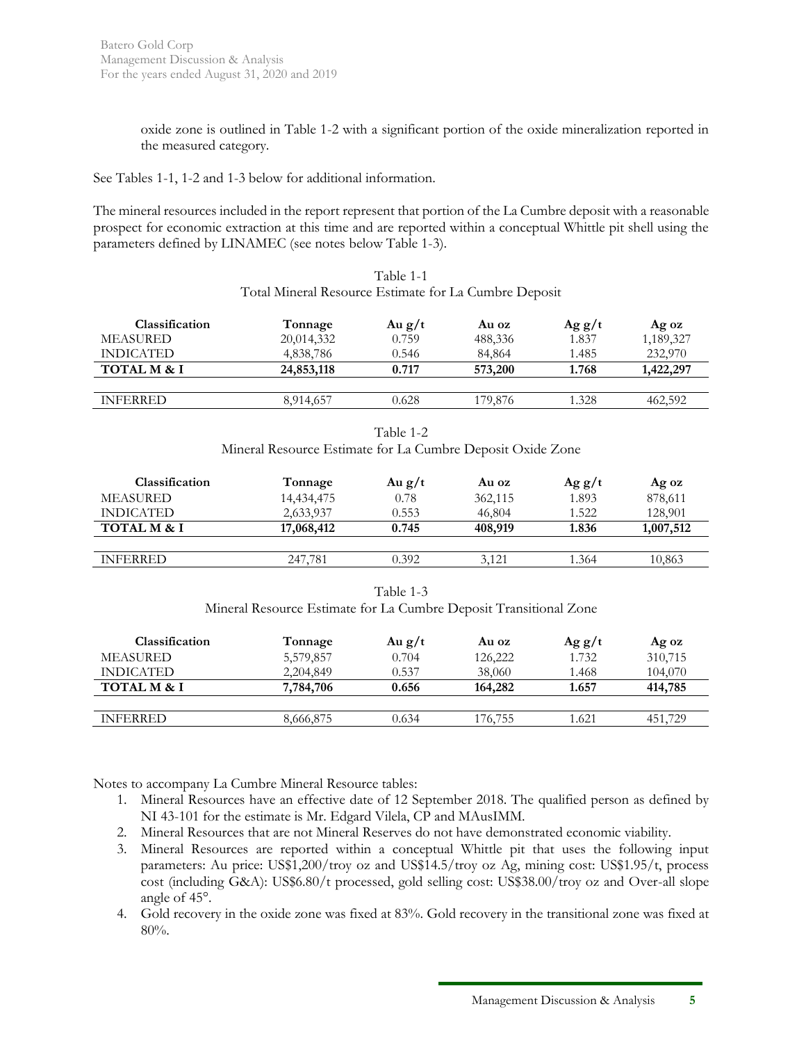oxide zone is outlined in Table 1-2 with a significant portion of the oxide mineralization reported in the measured category.

See Tables 1-1, 1-2 and 1-3 below for additional information.

The mineral resources included in the report represent that portion of the La Cumbre deposit with a reasonable prospect for economic extraction at this time and are reported within a conceptual Whittle pit shell using the parameters defined by LINAMEC (see notes below Table 1-3).

Table 1-1
Total Mineral Resource Estimate for La Cumbre Deposit

| Classification | Tonnage | Au g/t | Au oz | Ag g/t | Ag oz |
|---|---|---|---|---|---|
| MEASURED | 20,014,332 | 0.759 | 488,336 | 1.837 | 1,189,327 |
| INDICATED | 4,838,786 | 0.546 | 84,864 | 1.485 | 232,970 |
| **TOTAL M & I** | **24,853,118** | **0.717** | **573,200** | **1.768** | **1,422,297** |
| | | | | | |
| INFERRED | 8,914,657 | 0.628 | 179,876 | 1.328 | 462,592 |

Table 1-2
Mineral Resource Estimate for La Cumbre Deposit Oxide Zone

| Classification | Tonnage | Au g/t | Au oz | Ag g/t | Ag oz |
|---|---|---|---|---|---|
| MEASURED | 14,434,475 | 0.78 | 362,115 | 1.893 | 878,611 |
| INDICATED | 2,633,937 | 0.553 | 46,804 | 1.522 | 128,901 |
| **TOTAL M & I** | **17,068,412** | **0.745** | **408,919** | **1.836** | **1,007,512** |
| | | | | | |
| INFERRED | 247,781 | 0.392 | 3,121 | 1.364 | 10,863 |

Table 1-3
Mineral Resource Estimate for La Cumbre Deposit Transitional Zone

| Classification | Tonnage | Au g/t | Au oz | Ag g/t | Ag oz |
|---|---|---|---|---|---|
| MEASURED | 5,579,857 | 0.704 | 126,222 | 1.732 | 310,715 |
| INDICATED | 2,204,849 | 0.537 | 38,060 | 1.468 | 104,070 |
| **TOTAL M & I** | **7,784,706** | **0.656** | **164,282** | **1.657** | **414,785** |
| | | | | | |
| INFERRED | 8,666,875 | 0.634 | 176,755 | 1.621 | 451,729 |

Notes to accompany La Cumbre Mineral Resource tables:

1. Mineral Resources have an effective date of 12 September 2018. The qualified person as defined by NI 43-101 for the estimate is Mr. Edgard Vilela, CP and MAusIMM.
2. Mineral Resources that are not Mineral Reserves do not have demonstrated economic viability.
3. Mineral Resources are reported within a conceptual Whittle pit that uses the following input parameters: Au price: US$1,200/troy oz and US$14.5/troy oz Ag, mining cost: US$1.95/t, process cost (including G&A): US$6.80/t processed, gold selling cost: US$38.00/troy oz and Over-all slope angle of 45°.
4. Gold recovery in the oxide zone was fixed at 83%. Gold recovery in the transitional zone was fixed at 80%.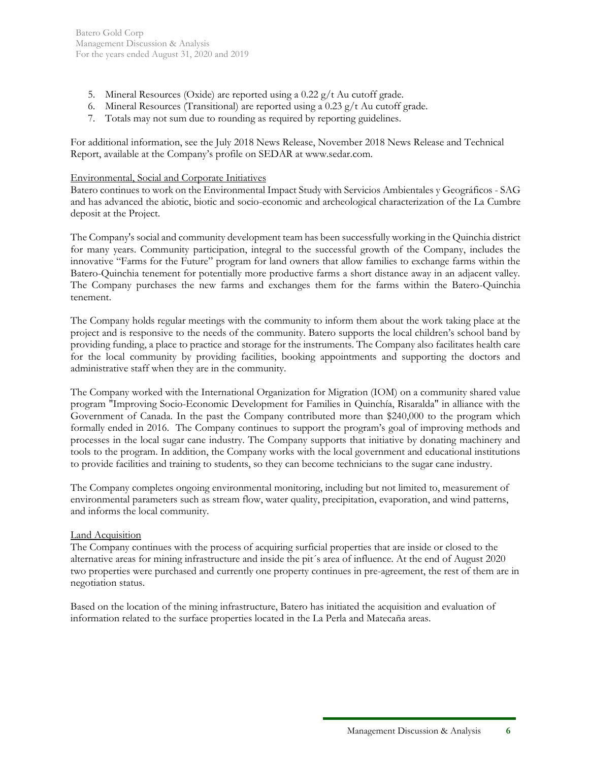5. Mineral Resources (Oxide) are reported using a 0.22 g/t Au cutoff grade.
6. Mineral Resources (Transitional) are reported using a 0.23 g/t Au cutoff grade.
7. Totals may not sum due to rounding as required by reporting guidelines.

For additional information, see the July 2018 News Release, November 2018 News Release and Technical Report, available at the Company's profile on SEDAR at www.sedar.com.

### Environmental, Social and Corporate Initiatives

Batero continues to work on the Environmental Impact Study with Servicios Ambientales y Geográficos - SAG and has advanced the abiotic, biotic and socio-economic and archeological characterization of the La Cumbre deposit at the Project.

The Company's social and community development team has been successfully working in the Quinchia district for many years. Community participation, integral to the successful growth of the Company, includes the innovative "Farms for the Future" program for land owners that allow families to exchange farms within the Batero-Quinchia tenement for potentially more productive farms a short distance away in an adjacent valley. The Company purchases the new farms and exchanges them for the farms within the Batero-Quinchia tenement.

The Company holds regular meetings with the community to inform them about the work taking place at the project and is responsive to the needs of the community. Batero supports the local children's school band by providing funding, a place to practice and storage for the instruments. The Company also facilitates health care for the local community by providing facilities, booking appointments and supporting the doctors and administrative staff when they are in the community.

The Company worked with the International Organization for Migration (IOM) on a community shared value program "Improving Socio-Economic Development for Families in Quinchía, Risaralda" in alliance with the Government of Canada. In the past the Company contributed more than $240,000 to the program which formally ended in 2016. The Company continues to support the program's goal of improving methods and processes in the local sugar cane industry. The Company supports that initiative by donating machinery and tools to the program. In addition, the Company works with the local government and educational institutions to provide facilities and training to students, so they can become technicians to the sugar cane industry.

The Company completes ongoing environmental monitoring, including but not limited to, measurement of environmental parameters such as stream flow, water quality, precipitation, evaporation, and wind patterns, and informs the local community.

### Land Acquisition

The Company continues with the process of acquiring surficial properties that are inside or closed to the alternative areas for mining infrastructure and inside the pit´s area of influence. At the end of August 2020 two properties were purchased and currently one property continues in pre-agreement, the rest of them are in negotiation status.

Based on the location of the mining infrastructure, Batero has initiated the acquisition and evaluation of information related to the surface properties located in the La Perla and Matecaña areas.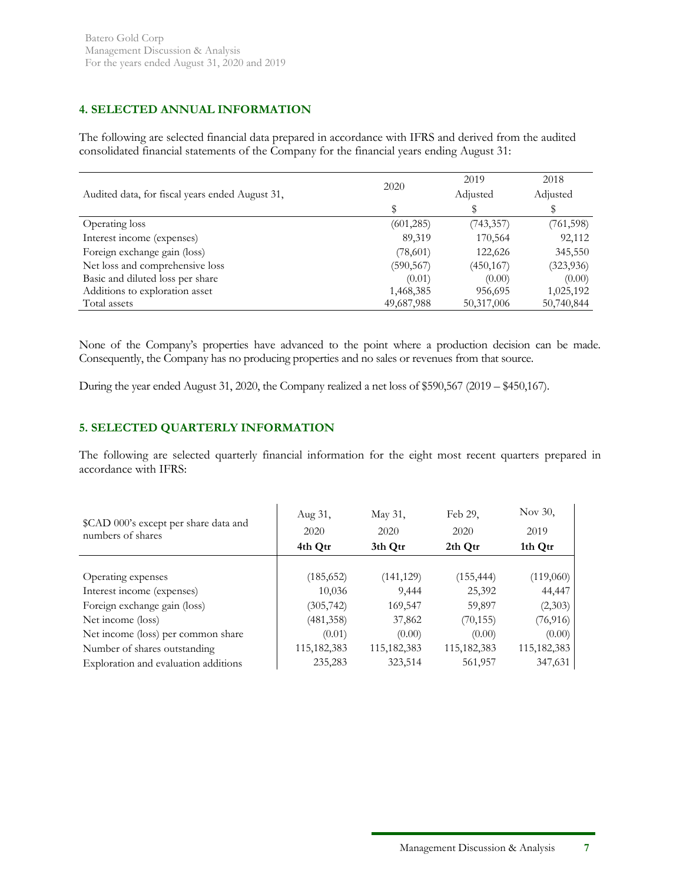## 4. SELECTED ANNUAL INFORMATION

The following are selected financial data prepared in accordance with IFRS and derived from the audited consolidated financial statements of the Company for the financial years ending August 31:

| Audited data, for fiscal years ended August 31, | 2020 | 2019 Adjusted | 2018 Adjusted |
|---|---|---|---|
| | $ | $ | $ |
| Operating loss | (601,285) | (743,357) | (761,598) |
| Interest income (expenses) | 89,319 | 170,564 | 92,112 |
| Foreign exchange gain (loss) | (78,601) | 122,626 | 345,550 |
| Net loss and comprehensive loss | (590,567) | (450,167) | (323,936) |
| Basic and diluted loss per share | (0.01) | (0.00) | (0.00) |
| Additions to exploration asset | 1,468,385 | 956,695 | 1,025,192 |
| Total assets | 49,687,988 | 50,317,006 | 50,740,844 |

None of the Company's properties have advanced to the point where a production decision can be made. Consequently, the Company has no producing properties and no sales or revenues from that source.

During the year ended August 31, 2020, the Company realized a net loss of $590,567 (2019 – $450,167).

## 5. SELECTED QUARTERLY INFORMATION

The following are selected quarterly financial information for the eight most recent quarters prepared in accordance with IFRS:

| $CAD 000's except per share data and numbers of shares | Aug 31, 2020 4th Qtr | May 31, 2020 3th Qtr | Feb 29, 2020 2th Qtr | Nov 30, 2019 1th Qtr |
|---|---|---|---|---|
| Operating expenses | (185,652) | (141,129) | (155,444) | (119,060) |
| Interest income (expenses) | 10,036 | 9,444 | 25,392 | 44,447 |
| Foreign exchange gain (loss) | (305,742) | 169,547 | 59,897 | (2,303) |
| Net income (loss) | (481,358) | 37,862 | (70,155) | (76,916) |
| Net income (loss) per common share | (0.01) | (0.00) | (0.00) | (0.00) |
| Number of shares outstanding | 115,182,383 | 115,182,383 | 115,182,383 | 115,182,383 |
| Exploration and evaluation additions | 235,283 | 323,514 | 561,957 | 347,631 |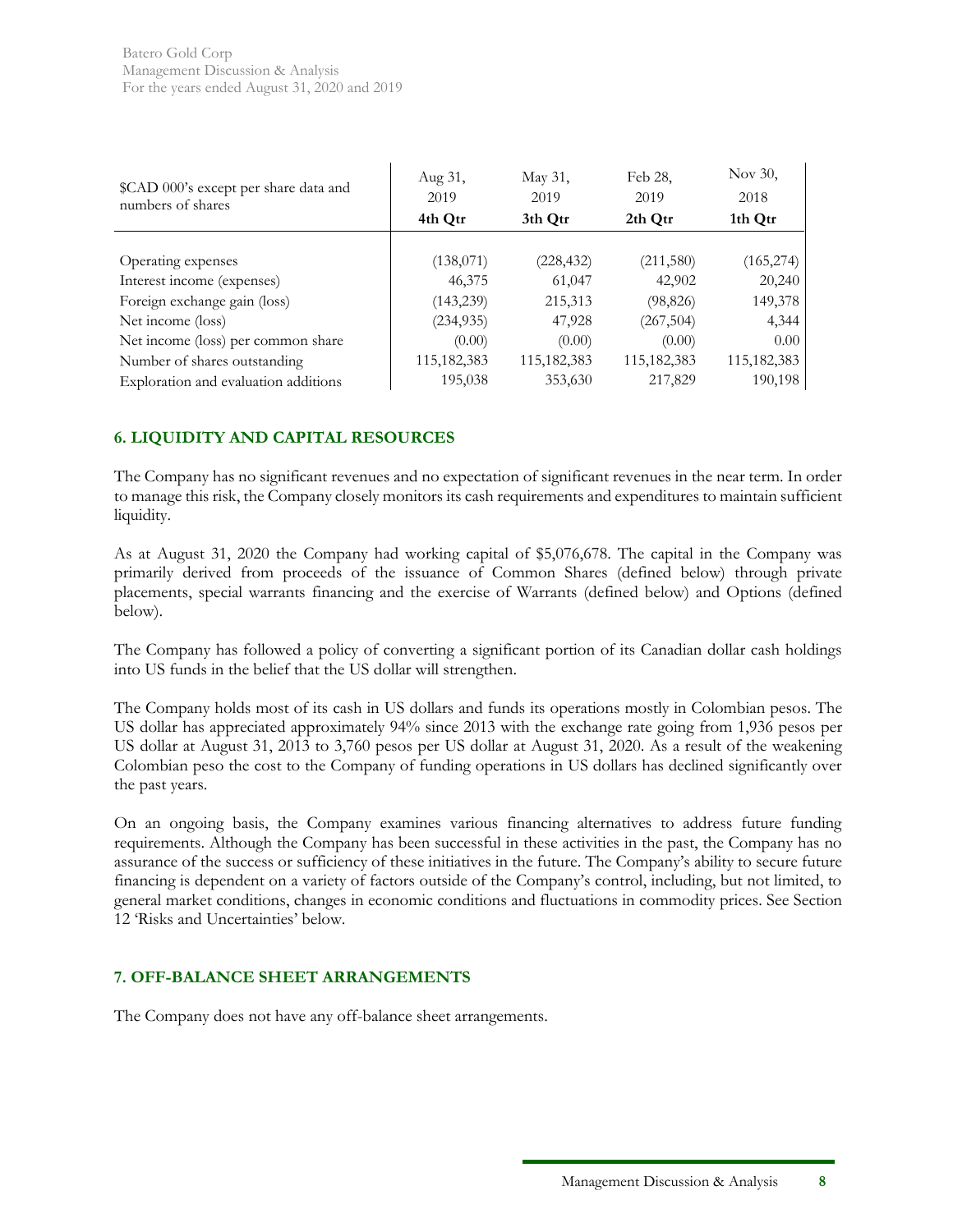| $CAD 000's except per share data and numbers of shares | Aug 31, 2019 4th Qtr | May 31, 2019 3th Qtr | Feb 28, 2019 2th Qtr | Nov 30, 2018 1th Qtr |
|---|---|---|---|---|
| Operating expenses | (138,071) | (228,432) | (211,580) | (165,274) |
| Interest income (expenses) | 46,375 | 61,047 | 42,902 | 20,240 |
| Foreign exchange gain (loss) | (143,239) | 215,313 | (98,826) | 149,378 |
| Net income (loss) | (234,935) | 47,928 | (267,504) | 4,344 |
| Net income (loss) per common share | (0.00) | (0.00) | (0.00) | 0.00 |
| Number of shares outstanding | 115,182,383 | 115,182,383 | 115,182,383 | 115,182,383 |
| Exploration and evaluation additions | 195,038 | 353,630 | 217,829 | 190,198 |

## 6. LIQUIDITY AND CAPITAL RESOURCES

The Company has no significant revenues and no expectation of significant revenues in the near term. In order to manage this risk, the Company closely monitors its cash requirements and expenditures to maintain sufficient liquidity.

As at August 31, 2020 the Company had working capital of $5,076,678. The capital in the Company was primarily derived from proceeds of the issuance of Common Shares (defined below) through private placements, special warrants financing and the exercise of Warrants (defined below) and Options (defined below).

The Company has followed a policy of converting a significant portion of its Canadian dollar cash holdings into US funds in the belief that the US dollar will strengthen.

The Company holds most of its cash in US dollars and funds its operations mostly in Colombian pesos. The US dollar has appreciated approximately 94% since 2013 with the exchange rate going from 1,936 pesos per US dollar at August 31, 2013 to 3,760 pesos per US dollar at August 31, 2020. As a result of the weakening Colombian peso the cost to the Company of funding operations in US dollars has declined significantly over the past years.

On an ongoing basis, the Company examines various financing alternatives to address future funding requirements. Although the Company has been successful in these activities in the past, the Company has no assurance of the success or sufficiency of these initiatives in the future. The Company's ability to secure future financing is dependent on a variety of factors outside of the Company's control, including, but not limited, to general market conditions, changes in economic conditions and fluctuations in commodity prices. See Section 12 'Risks and Uncertainties' below.

## 7. OFF-BALANCE SHEET ARRANGEMENTS

The Company does not have any off-balance sheet arrangements.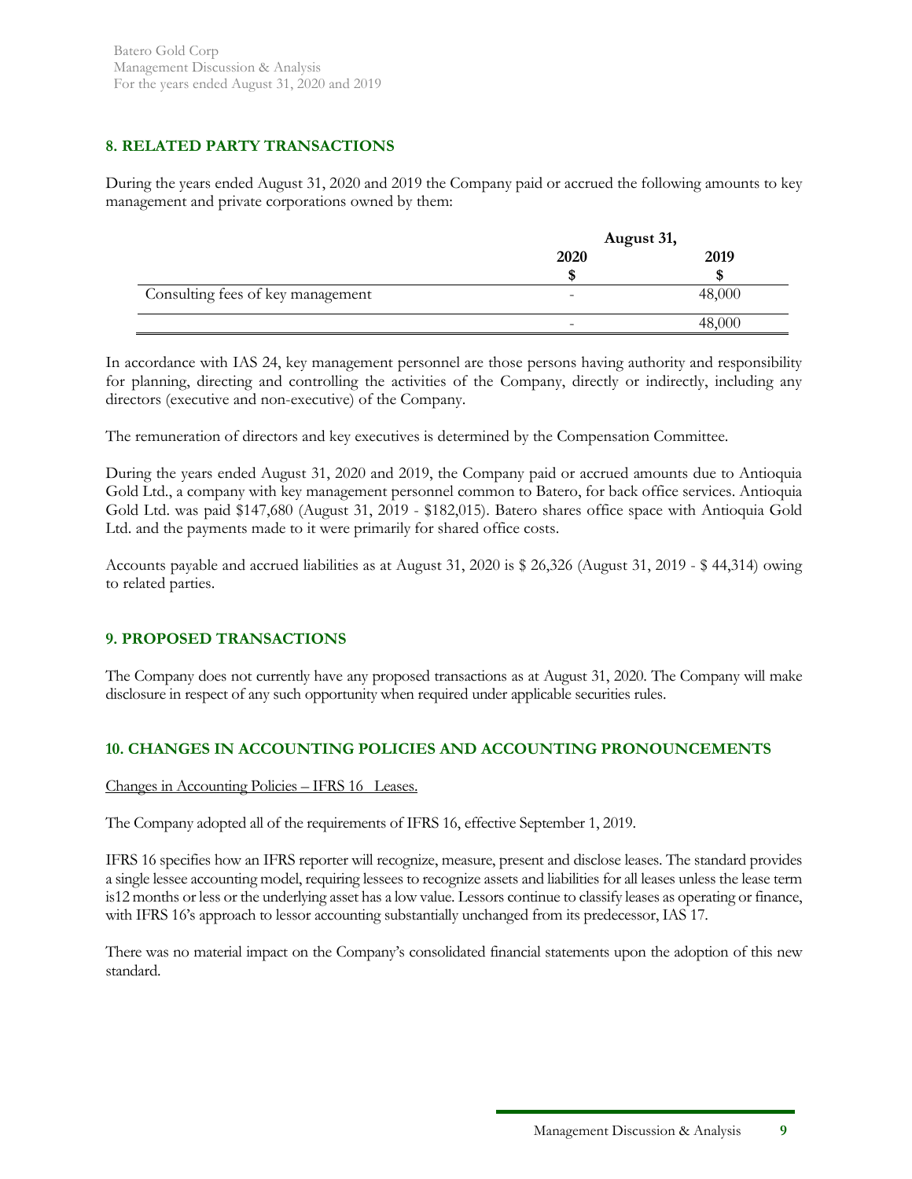## 8. RELATED PARTY TRANSACTIONS

During the years ended August 31, 2020 and 2019 the Company paid or accrued the following amounts to key management and private corporations owned by them:

| | August 31, | |
|---|---|---|
| | 2020 | 2019 |
| | $ | $ |
| Consulting fees of key management | - | 48,000 |
| | - | 48,000 |

In accordance with IAS 24, key management personnel are those persons having authority and responsibility for planning, directing and controlling the activities of the Company, directly or indirectly, including any directors (executive and non-executive) of the Company.

The remuneration of directors and key executives is determined by the Compensation Committee.

During the years ended August 31, 2020 and 2019, the Company paid or accrued amounts due to Antioquia Gold Ltd., a company with key management personnel common to Batero, for back office services. Antioquia Gold Ltd. was paid $147,680 (August 31, 2019 - $182,015). Batero shares office space with Antioquia Gold Ltd. and the payments made to it were primarily for shared office costs.

Accounts payable and accrued liabilities as at August 31, 2020 is $ 26,326 (August 31, 2019 - $ 44,314) owing to related parties.

## 9. PROPOSED TRANSACTIONS

The Company does not currently have any proposed transactions as at August 31, 2020. The Company will make disclosure in respect of any such opportunity when required under applicable securities rules.

## 10. CHANGES IN ACCOUNTING POLICIES AND ACCOUNTING PRONOUNCEMENTS

Changes in Accounting Policies – IFRS 16 Leases.

The Company adopted all of the requirements of IFRS 16, effective September 1, 2019.

IFRS 16 specifies how an IFRS reporter will recognize, measure, present and disclose leases. The standard provides a single lessee accounting model, requiring lessees to recognize assets and liabilities for all leases unless the lease term is12 months or less or the underlying asset has a low value. Lessors continue to classify leases as operating or finance, with IFRS 16's approach to lessor accounting substantially unchanged from its predecessor, IAS 17.

There was no material impact on the Company's consolidated financial statements upon the adoption of this new standard.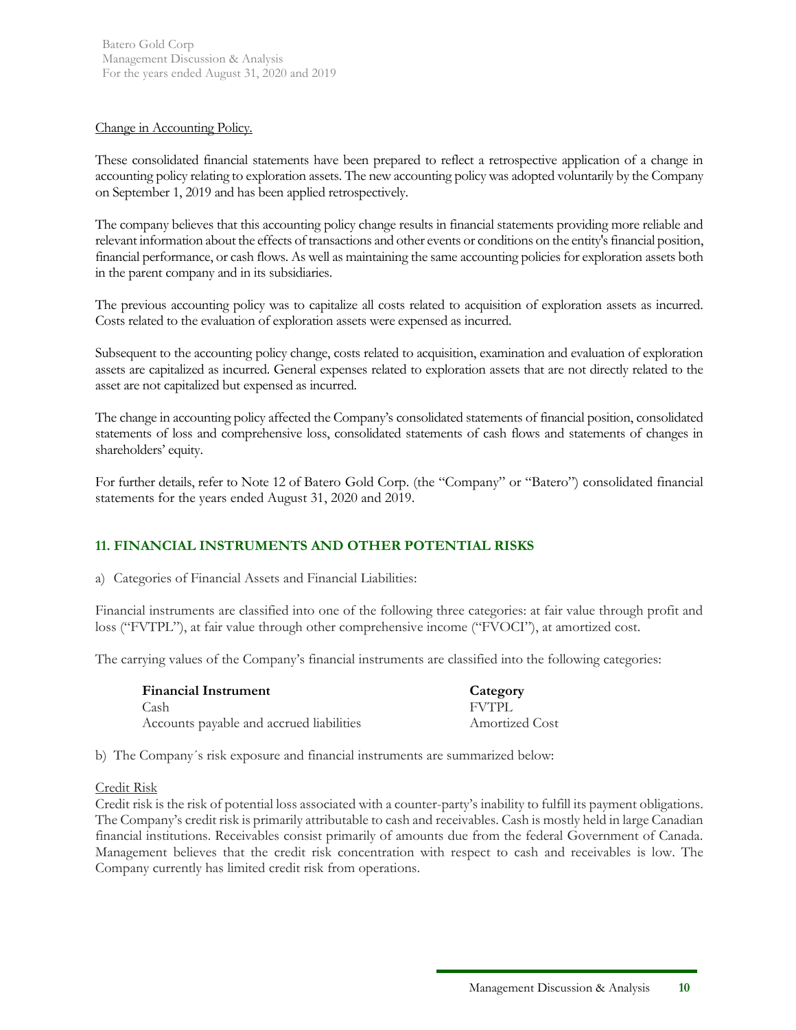Change in Accounting Policy.

These consolidated financial statements have been prepared to reflect a retrospective application of a change in accounting policy relating to exploration assets. The new accounting policy was adopted voluntarily by the Company on September 1, 2019 and has been applied retrospectively.

The company believes that this accounting policy change results in financial statements providing more reliable and relevant information about the effects of transactions and other events or conditions on the entity's financial position, financial performance, or cash flows. As well as maintaining the same accounting policies for exploration assets both in the parent company and in its subsidiaries.

The previous accounting policy was to capitalize all costs related to acquisition of exploration assets as incurred. Costs related to the evaluation of exploration assets were expensed as incurred.

Subsequent to the accounting policy change, costs related to acquisition, examination and evaluation of exploration assets are capitalized as incurred. General expenses related to exploration assets that are not directly related to the asset are not capitalized but expensed as incurred.

The change in accounting policy affected the Company's consolidated statements of financial position, consolidated statements of loss and comprehensive loss, consolidated statements of cash flows and statements of changes in shareholders' equity.

For further details, refer to Note 12 of Batero Gold Corp. (the "Company" or "Batero") consolidated financial statements for the years ended August 31, 2020 and 2019.

## 11. FINANCIAL INSTRUMENTS AND OTHER POTENTIAL RISKS

a) Categories of Financial Assets and Financial Liabilities:

Financial instruments are classified into one of the following three categories: at fair value through profit and loss ("FVTPL"), at fair value through other comprehensive income ("FVOCI"), at amortized cost.

The carrying values of the Company's financial instruments are classified into the following categories:

| **Financial Instrument** | **Category** |
|---|---|
| Cash | FVTPL |
| Accounts payable and accrued liabilities | Amortized Cost |

b) The Company´s risk exposure and financial instruments are summarized below:

Credit Risk

Credit risk is the risk of potential loss associated with a counter-party's inability to fulfill its payment obligations. The Company's credit risk is primarily attributable to cash and receivables. Cash is mostly held in large Canadian financial institutions. Receivables consist primarily of amounts due from the federal Government of Canada. Management believes that the credit risk concentration with respect to cash and receivables is low. The Company currently has limited credit risk from operations.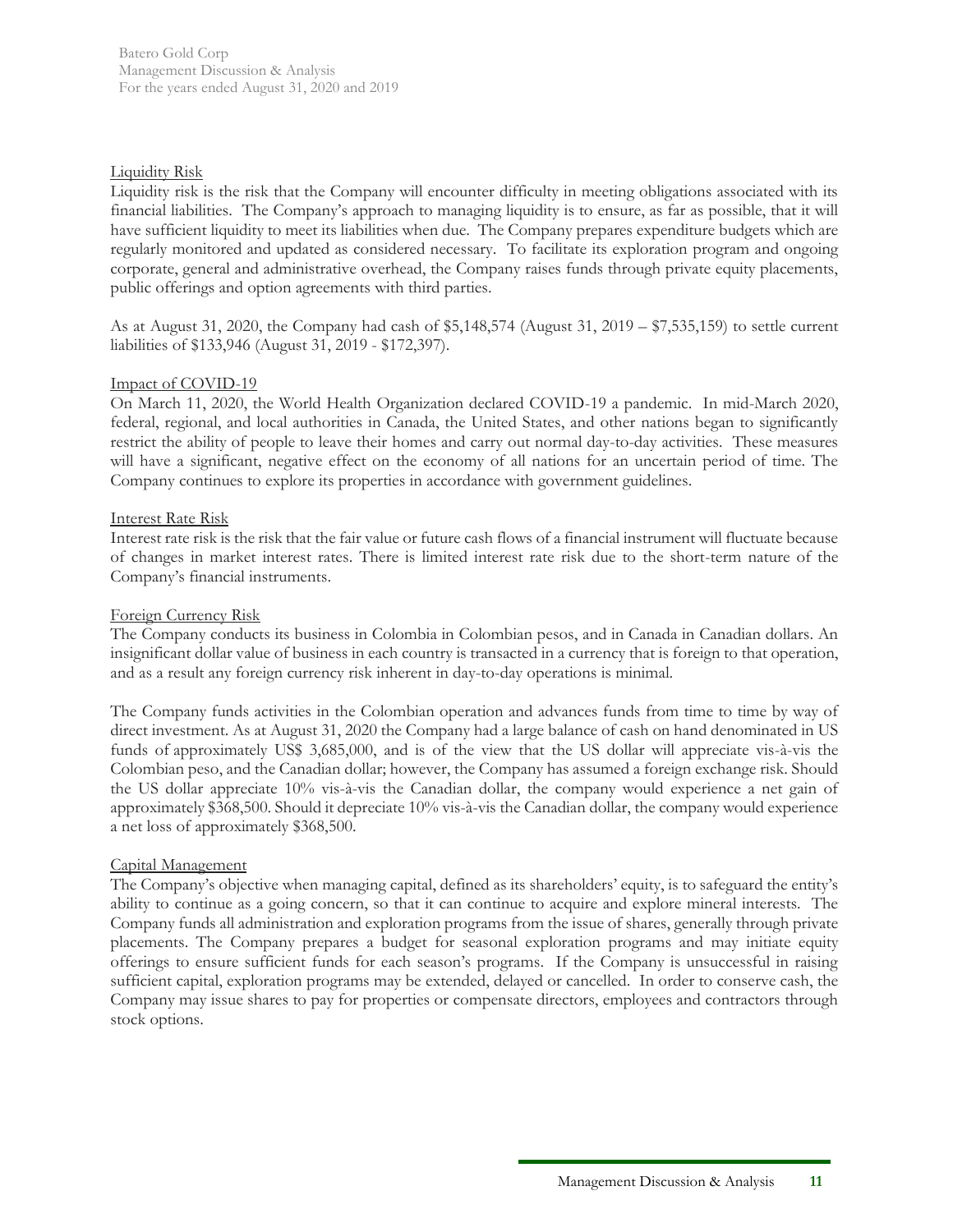<u>Liquidity Risk</u>

Liquidity risk is the risk that the Company will encounter difficulty in meeting obligations associated with its financial liabilities. The Company's approach to managing liquidity is to ensure, as far as possible, that it will have sufficient liquidity to meet its liabilities when due. The Company prepares expenditure budgets which are regularly monitored and updated as considered necessary. To facilitate its exploration program and ongoing corporate, general and administrative overhead, the Company raises funds through private equity placements, public offerings and option agreements with third parties.

As at August 31, 2020, the Company had cash of $5,148,574 (August 31, 2019 – $7,535,159) to settle current liabilities of $133,946 (August 31, 2019 - $172,397).

<u>Impact of COVID-19</u>

On March 11, 2020, the World Health Organization declared COVID-19 a pandemic. In mid-March 2020, federal, regional, and local authorities in Canada, the United States, and other nations began to significantly restrict the ability of people to leave their homes and carry out normal day-to-day activities. These measures will have a significant, negative effect on the economy of all nations for an uncertain period of time. The Company continues to explore its properties in accordance with government guidelines.

<u>Interest Rate Risk</u>

Interest rate risk is the risk that the fair value or future cash flows of a financial instrument will fluctuate because of changes in market interest rates. There is limited interest rate risk due to the short-term nature of the Company's financial instruments.

<u>Foreign Currency Risk</u>

The Company conducts its business in Colombia in Colombian pesos, and in Canada in Canadian dollars. An insignificant dollar value of business in each country is transacted in a currency that is foreign to that operation, and as a result any foreign currency risk inherent in day-to-day operations is minimal.

The Company funds activities in the Colombian operation and advances funds from time to time by way of direct investment. As at August 31, 2020 the Company had a large balance of cash on hand denominated in US funds of approximately US$ 3,685,000, and is of the view that the US dollar will appreciate vis-à-vis the Colombian peso, and the Canadian dollar; however, the Company has assumed a foreign exchange risk. Should the US dollar appreciate 10% vis-à-vis the Canadian dollar, the company would experience a net gain of approximately $368,500. Should it depreciate 10% vis-à-vis the Canadian dollar, the company would experience a net loss of approximately $368,500.

<u>Capital Management</u>

The Company's objective when managing capital, defined as its shareholders' equity, is to safeguard the entity's ability to continue as a going concern, so that it can continue to acquire and explore mineral interests. The Company funds all administration and exploration programs from the issue of shares, generally through private placements. The Company prepares a budget for seasonal exploration programs and may initiate equity offerings to ensure sufficient funds for each season's programs. If the Company is unsuccessful in raising sufficient capital, exploration programs may be extended, delayed or cancelled. In order to conserve cash, the Company may issue shares to pay for properties or compensate directors, employees and contractors through stock options.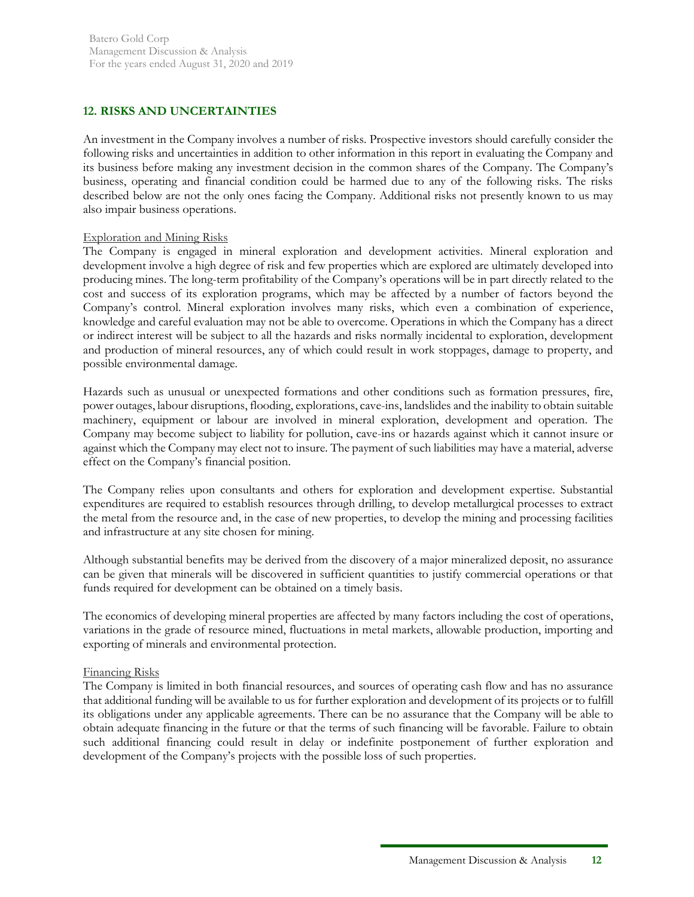## 12. RISKS AND UNCERTAINTIES

An investment in the Company involves a number of risks. Prospective investors should carefully consider the following risks and uncertainties in addition to other information in this report in evaluating the Company and its business before making any investment decision in the common shares of the Company. The Company's business, operating and financial condition could be harmed due to any of the following risks. The risks described below are not the only ones facing the Company. Additional risks not presently known to us may also impair business operations.

Exploration and Mining Risks

The Company is engaged in mineral exploration and development activities. Mineral exploration and development involve a high degree of risk and few properties which are explored are ultimately developed into producing mines. The long-term profitability of the Company's operations will be in part directly related to the cost and success of its exploration programs, which may be affected by a number of factors beyond the Company's control. Mineral exploration involves many risks, which even a combination of experience, knowledge and careful evaluation may not be able to overcome. Operations in which the Company has a direct or indirect interest will be subject to all the hazards and risks normally incidental to exploration, development and production of mineral resources, any of which could result in work stoppages, damage to property, and possible environmental damage.

Hazards such as unusual or unexpected formations and other conditions such as formation pressures, fire, power outages, labour disruptions, flooding, explorations, cave-ins, landslides and the inability to obtain suitable machinery, equipment or labour are involved in mineral exploration, development and operation. The Company may become subject to liability for pollution, cave-ins or hazards against which it cannot insure or against which the Company may elect not to insure. The payment of such liabilities may have a material, adverse effect on the Company's financial position.

The Company relies upon consultants and others for exploration and development expertise. Substantial expenditures are required to establish resources through drilling, to develop metallurgical processes to extract the metal from the resource and, in the case of new properties, to develop the mining and processing facilities and infrastructure at any site chosen for mining.

Although substantial benefits may be derived from the discovery of a major mineralized deposit, no assurance can be given that minerals will be discovered in sufficient quantities to justify commercial operations or that funds required for development can be obtained on a timely basis.

The economics of developing mineral properties are affected by many factors including the cost of operations, variations in the grade of resource mined, fluctuations in metal markets, allowable production, importing and exporting of minerals and environmental protection.

Financing Risks

The Company is limited in both financial resources, and sources of operating cash flow and has no assurance that additional funding will be available to us for further exploration and development of its projects or to fulfill its obligations under any applicable agreements. There can be no assurance that the Company will be able to obtain adequate financing in the future or that the terms of such financing will be favorable. Failure to obtain such additional financing could result in delay or indefinite postponement of further exploration and development of the Company's projects with the possible loss of such properties.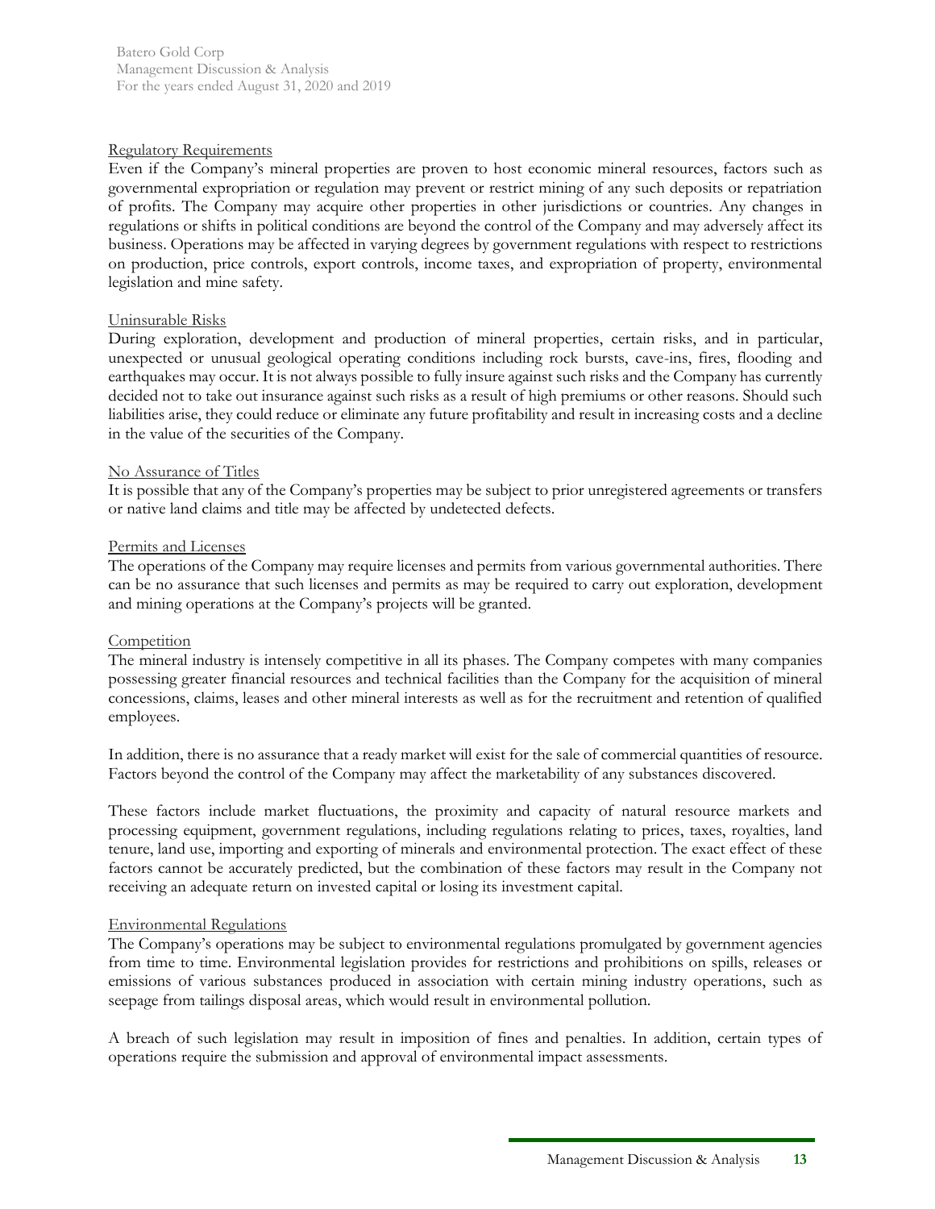#### Regulatory Requirements

Even if the Company's mineral properties are proven to host economic mineral resources, factors such as governmental expropriation or regulation may prevent or restrict mining of any such deposits or repatriation of profits. The Company may acquire other properties in other jurisdictions or countries. Any changes in regulations or shifts in political conditions are beyond the control of the Company and may adversely affect its business. Operations may be affected in varying degrees by government regulations with respect to restrictions on production, price controls, export controls, income taxes, and expropriation of property, environmental legislation and mine safety.

#### Uninsurable Risks

During exploration, development and production of mineral properties, certain risks, and in particular, unexpected or unusual geological operating conditions including rock bursts, cave-ins, fires, flooding and earthquakes may occur. It is not always possible to fully insure against such risks and the Company has currently decided not to take out insurance against such risks as a result of high premiums or other reasons. Should such liabilities arise, they could reduce or eliminate any future profitability and result in increasing costs and a decline in the value of the securities of the Company.

#### No Assurance of Titles

It is possible that any of the Company's properties may be subject to prior unregistered agreements or transfers or native land claims and title may be affected by undetected defects.

#### Permits and Licenses

The operations of the Company may require licenses and permits from various governmental authorities. There can be no assurance that such licenses and permits as may be required to carry out exploration, development and mining operations at the Company's projects will be granted.

#### Competition

The mineral industry is intensely competitive in all its phases. The Company competes with many companies possessing greater financial resources and technical facilities than the Company for the acquisition of mineral concessions, claims, leases and other mineral interests as well as for the recruitment and retention of qualified employees.

In addition, there is no assurance that a ready market will exist for the sale of commercial quantities of resource. Factors beyond the control of the Company may affect the marketability of any substances discovered.

These factors include market fluctuations, the proximity and capacity of natural resource markets and processing equipment, government regulations, including regulations relating to prices, taxes, royalties, land tenure, land use, importing and exporting of minerals and environmental protection. The exact effect of these factors cannot be accurately predicted, but the combination of these factors may result in the Company not receiving an adequate return on invested capital or losing its investment capital.

#### Environmental Regulations

The Company's operations may be subject to environmental regulations promulgated by government agencies from time to time. Environmental legislation provides for restrictions and prohibitions on spills, releases or emissions of various substances produced in association with certain mining industry operations, such as seepage from tailings disposal areas, which would result in environmental pollution.

A breach of such legislation may result in imposition of fines and penalties. In addition, certain types of operations require the submission and approval of environmental impact assessments.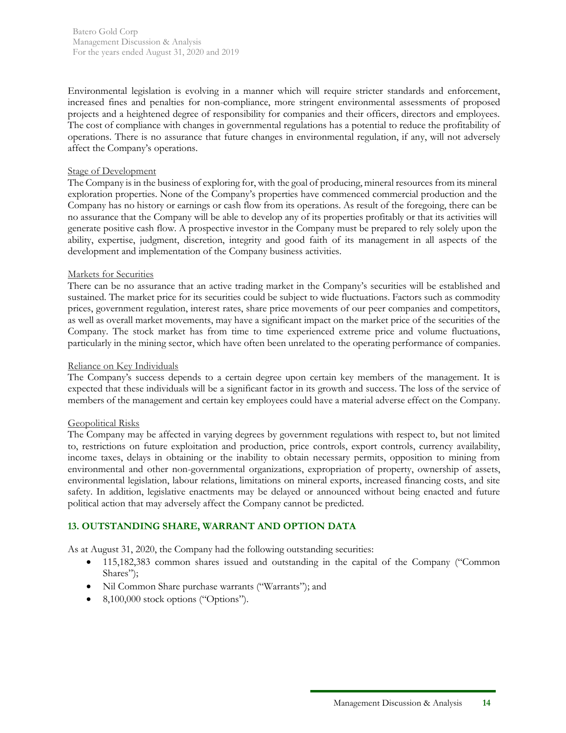Environmental legislation is evolving in a manner which will require stricter standards and enforcement, increased fines and penalties for non-compliance, more stringent environmental assessments of proposed projects and a heightened degree of responsibility for companies and their officers, directors and employees. The cost of compliance with changes in governmental regulations has a potential to reduce the profitability of operations. There is no assurance that future changes in environmental regulation, if any, will not adversely affect the Company's operations.

Stage of Development

The Company is in the business of exploring for, with the goal of producing, mineral resources from its mineral exploration properties. None of the Company's properties have commenced commercial production and the Company has no history or earnings or cash flow from its operations. As result of the foregoing, there can be no assurance that the Company will be able to develop any of its properties profitably or that its activities will generate positive cash flow. A prospective investor in the Company must be prepared to rely solely upon the ability, expertise, judgment, discretion, integrity and good faith of its management in all aspects of the development and implementation of the Company business activities.

Markets for Securities

There can be no assurance that an active trading market in the Company's securities will be established and sustained. The market price for its securities could be subject to wide fluctuations. Factors such as commodity prices, government regulation, interest rates, share price movements of our peer companies and competitors, as well as overall market movements, may have a significant impact on the market price of the securities of the Company. The stock market has from time to time experienced extreme price and volume fluctuations, particularly in the mining sector, which have often been unrelated to the operating performance of companies.

Reliance on Key Individuals

The Company's success depends to a certain degree upon certain key members of the management. It is expected that these individuals will be a significant factor in its growth and success. The loss of the service of members of the management and certain key employees could have a material adverse effect on the Company.

Geopolitical Risks

The Company may be affected in varying degrees by government regulations with respect to, but not limited to, restrictions on future exploitation and production, price controls, export controls, currency availability, income taxes, delays in obtaining or the inability to obtain necessary permits, opposition to mining from environmental and other non-governmental organizations, expropriation of property, ownership of assets, environmental legislation, labour relations, limitations on mineral exports, increased financing costs, and site safety. In addition, legislative enactments may be delayed or announced without being enacted and future political action that may adversely affect the Company cannot be predicted.

## 13. OUTSTANDING SHARE, WARRANT AND OPTION DATA

As at August 31, 2020, the Company had the following outstanding securities:

- 115,182,383 common shares issued and outstanding in the capital of the Company ("Common Shares");
- Nil Common Share purchase warrants ("Warrants"); and
- 8,100,000 stock options ("Options").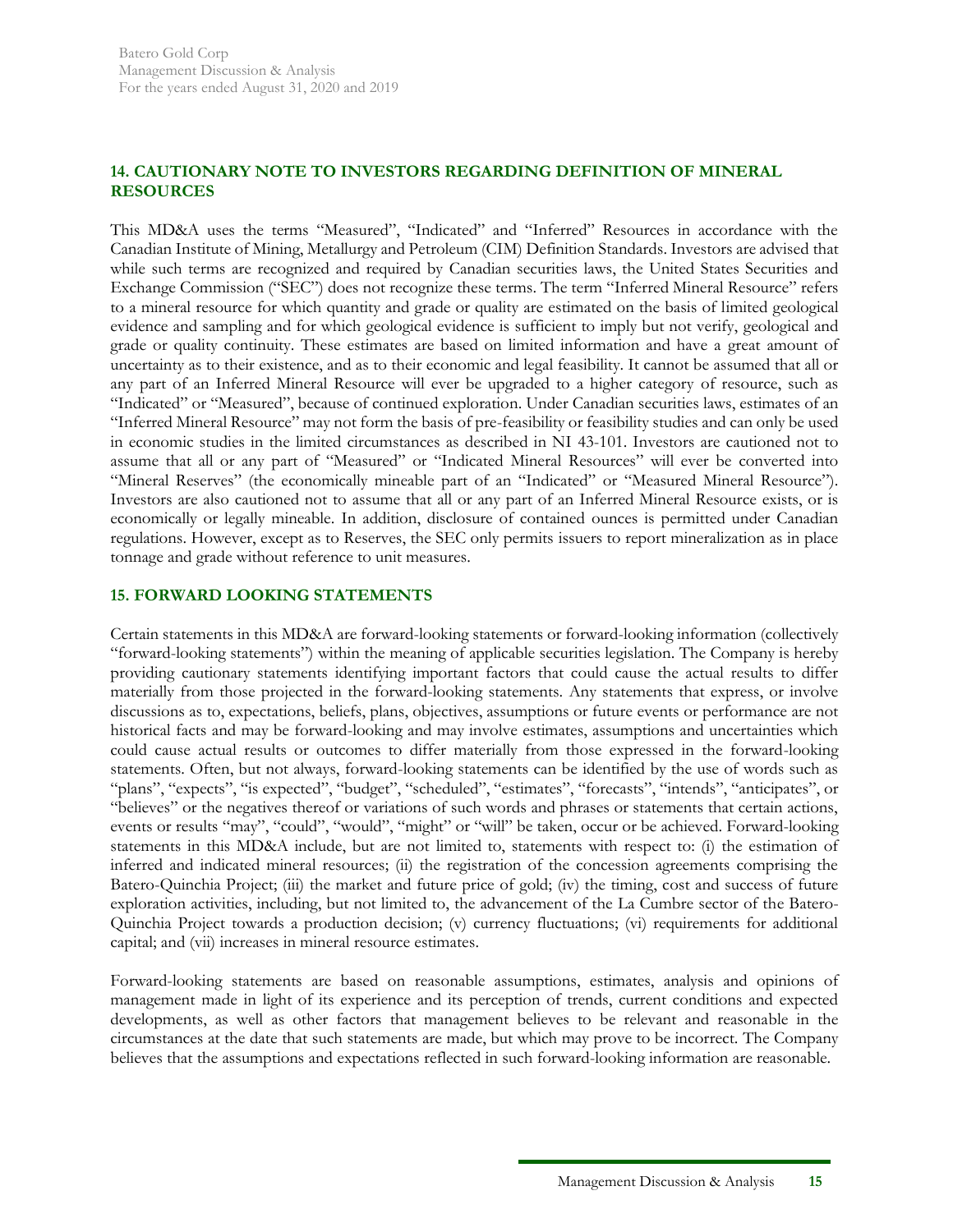## 14. CAUTIONARY NOTE TO INVESTORS REGARDING DEFINITION OF MINERAL RESOURCES

This MD&A uses the terms "Measured", "Indicated" and "Inferred" Resources in accordance with the Canadian Institute of Mining, Metallurgy and Petroleum (CIM) Definition Standards. Investors are advised that while such terms are recognized and required by Canadian securities laws, the United States Securities and Exchange Commission ("SEC") does not recognize these terms. The term "Inferred Mineral Resource" refers to a mineral resource for which quantity and grade or quality are estimated on the basis of limited geological evidence and sampling and for which geological evidence is sufficient to imply but not verify, geological and grade or quality continuity. These estimates are based on limited information and have a great amount of uncertainty as to their existence, and as to their economic and legal feasibility. It cannot be assumed that all or any part of an Inferred Mineral Resource will ever be upgraded to a higher category of resource, such as "Indicated" or "Measured", because of continued exploration. Under Canadian securities laws, estimates of an "Inferred Mineral Resource" may not form the basis of pre-feasibility or feasibility studies and can only be used in economic studies in the limited circumstances as described in NI 43-101. Investors are cautioned not to assume that all or any part of "Measured" or "Indicated Mineral Resources" will ever be converted into "Mineral Reserves" (the economically mineable part of an "Indicated" or "Measured Mineral Resource"). Investors are also cautioned not to assume that all or any part of an Inferred Mineral Resource exists, or is economically or legally mineable. In addition, disclosure of contained ounces is permitted under Canadian regulations. However, except as to Reserves, the SEC only permits issuers to report mineralization as in place tonnage and grade without reference to unit measures.

## 15. FORWARD LOOKING STATEMENTS

Certain statements in this MD&A are forward-looking statements or forward-looking information (collectively "forward-looking statements") within the meaning of applicable securities legislation. The Company is hereby providing cautionary statements identifying important factors that could cause the actual results to differ materially from those projected in the forward-looking statements. Any statements that express, or involve discussions as to, expectations, beliefs, plans, objectives, assumptions or future events or performance are not historical facts and may be forward-looking and may involve estimates, assumptions and uncertainties which could cause actual results or outcomes to differ materially from those expressed in the forward-looking statements. Often, but not always, forward-looking statements can be identified by the use of words such as "plans", "expects", "is expected", "budget", "scheduled", "estimates", "forecasts", "intends", "anticipates", or "believes" or the negatives thereof or variations of such words and phrases or statements that certain actions, events or results "may", "could", "would", "might" or "will" be taken, occur or be achieved. Forward-looking statements in this MD&A include, but are not limited to, statements with respect to: (i) the estimation of inferred and indicated mineral resources; (ii) the registration of the concession agreements comprising the Batero-Quinchia Project; (iii) the market and future price of gold; (iv) the timing, cost and success of future exploration activities, including, but not limited to, the advancement of the La Cumbre sector of the Batero-Quinchia Project towards a production decision; (v) currency fluctuations; (vi) requirements for additional capital; and (vii) increases in mineral resource estimates.

Forward-looking statements are based on reasonable assumptions, estimates, analysis and opinions of management made in light of its experience and its perception of trends, current conditions and expected developments, as well as other factors that management believes to be relevant and reasonable in the circumstances at the date that such statements are made, but which may prove to be incorrect. The Company believes that the assumptions and expectations reflected in such forward-looking information are reasonable.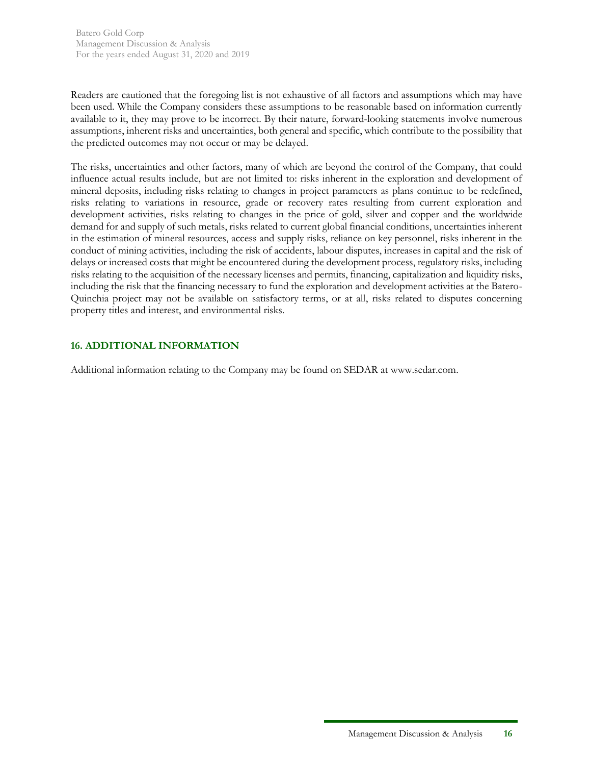Readers are cautioned that the foregoing list is not exhaustive of all factors and assumptions which may have been used. While the Company considers these assumptions to be reasonable based on information currently available to it, they may prove to be incorrect. By their nature, forward-looking statements involve numerous assumptions, inherent risks and uncertainties, both general and specific, which contribute to the possibility that the predicted outcomes may not occur or may be delayed.

The risks, uncertainties and other factors, many of which are beyond the control of the Company, that could influence actual results include, but are not limited to: risks inherent in the exploration and development of mineral deposits, including risks relating to changes in project parameters as plans continue to be redefined, risks relating to variations in resource, grade or recovery rates resulting from current exploration and development activities, risks relating to changes in the price of gold, silver and copper and the worldwide demand for and supply of such metals, risks related to current global financial conditions, uncertainties inherent in the estimation of mineral resources, access and supply risks, reliance on key personnel, risks inherent in the conduct of mining activities, including the risk of accidents, labour disputes, increases in capital and the risk of delays or increased costs that might be encountered during the development process, regulatory risks, including risks relating to the acquisition of the necessary licenses and permits, financing, capitalization and liquidity risks, including the risk that the financing necessary to fund the exploration and development activities at the Batero-Quinchia project may not be available on satisfactory terms, or at all, risks related to disputes concerning property titles and interest, and environmental risks.

## 16. ADDITIONAL INFORMATION

Additional information relating to the Company may be found on SEDAR at www.sedar.com.